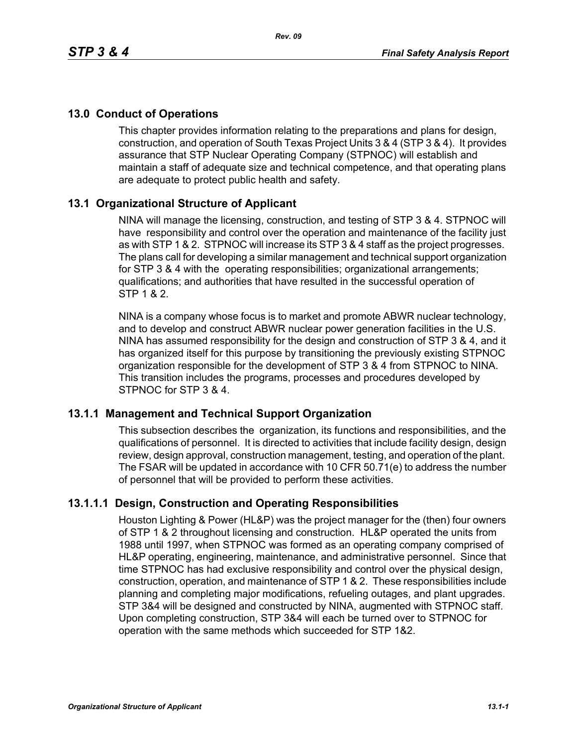# 13.0 Conduct of Operations

This chapter provides information relating to the preparations and plans for design, construction, and operation of South Texas Project Units 3 & 4 (STP 3 & 4). It provides assurance that STP Nuclear Operating Company (STPNOC) will establish and maintain a staff of adequate size and technical competence, and that operating plans are adequate to protect public health and safety.

## 13.1 Organizational Structure of Applicant

NINA will manage the licensing, construction, and testing of STP 3 & 4. STPNOC will have responsibility and control over the operation and maintenance of the facility just as with STP 1 & 2. STPNOC will increase its STP 3 & 4 staff as the project progresses. The plans call for developing a similar management and technical support organization for STP 3 & 4 with the operating responsibilities; organizational arrangements; qualifications; and authorities that have resulted in the successful operation of STP 1 & 2.

NINA is a company whose focus is to market and promote ABWR nuclear technology, and to develop and construct ABWR nuclear power generation facilities in the U.S. NINA has assumed responsibility for the design and construction of STP 3 & 4, and it has organized itself for this purpose by transitioning the previously existing STPNOC organization responsible for the development of STP 3 & 4 from STPNOC to NINA. This transition includes the programs, processes and procedures developed by STPNOC for STP 3 & 4.

### 13.1.1 Management and Technical Support Organization

This subsection describes the organization, its functions and responsibilities, and the qualifications of personnel. It is directed to activities that include facility design, design review, design approval, construction management, testing, and operation of the plant. The FSAR will be updated in accordance with 10 CFR 50.71(e) to address the number of personnel that will be provided to perform these activities.

#### 13.1.1.1 Design, Construction and Operating Responsibilities

Houston Lighting & Power (HL&P) was the project manager for the (then) four owners of STP 1 & 2 throughout licensing and construction. HL&P operated the units from 1988 until 1997, when STPNOC was formed as an operating company comprised of HL&P operating, engineering, maintenance, and administrative personnel. Since that time STPNOC has had exclusive responsibility and control over the physical design, construction, operation, and maintenance of STP 1 & 2. These responsibilities include planning and completing major modifications, refueling outages, and plant upgrades. STP 3&4 will be designed and constructed by NINA, augmented with STPNOC staff. Upon completing construction, STP 3&4 will each be turned over to STPNOC for operation with the same methods which succeeded for STP 1&2.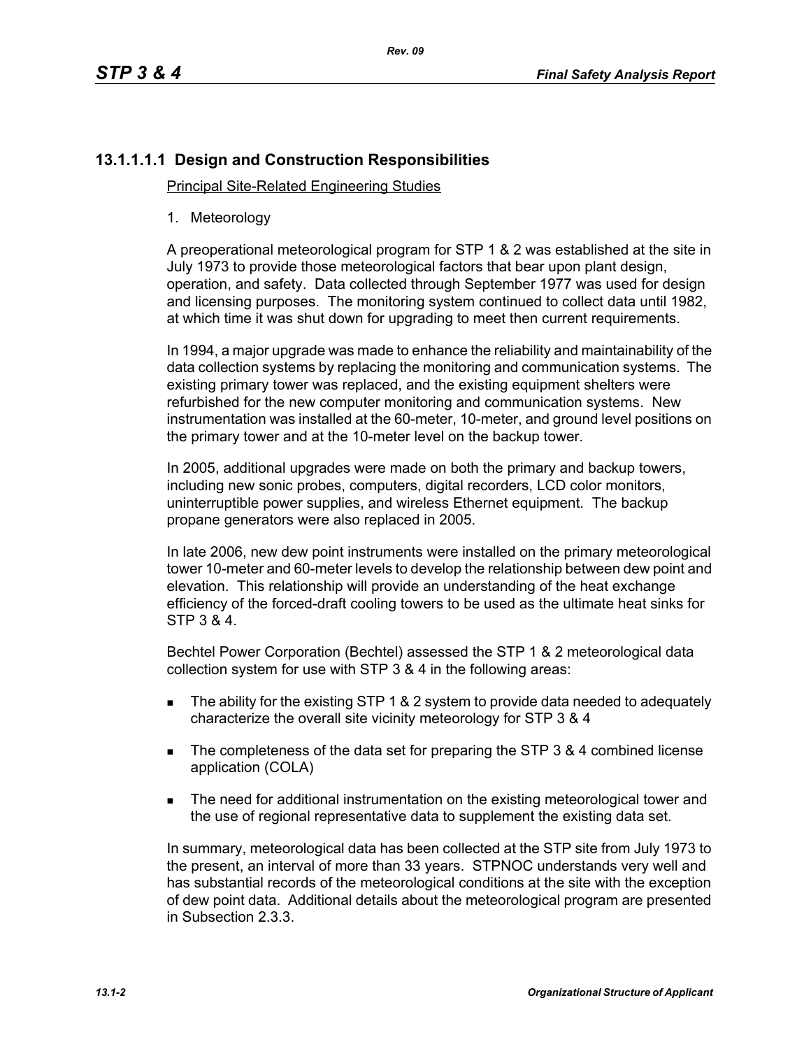### 13.1.1.1.1 Design and Construction Responsibilities

Principal Site-Related Engineering Studies

1. Meteorology

A preoperational meteorological program for STP 1 & 2 was established at the site in July 1973 to provide those meteorological factors that bear upon plant design, operation, and safety. Data collected through September 1977 was used for design and licensing purposes. The monitoring system continued to collect data until 1982, at which time it was shut down for upgrading to meet then current requirements.

In 1994, a major upgrade was made to enhance the reliability and maintainability of the data collection systems by replacing the monitoring and communication systems. The existing primary tower was replaced, and the existing equipment shelters were refurbished for the new computer monitoring and communication systems. New instrumentation was installed at the 60-meter, 10-meter, and ground level positions on the primary tower and at the 10-meter level on the backup tower.

In 2005, additional upgrades were made on both the primary and backup towers, including new sonic probes, computers, digital recorders, LCD color monitors, uninterruptible power supplies, and wireless Ethernet equipment. The backup propane generators were also replaced in 2005.

In late 2006, new dew point instruments were installed on the primary meteorological tower 10-meter and 60-meter levels to develop the relationship between dew point and elevation. This relationship will provide an understanding of the heat exchange efficiency of the forced-draft cooling towers to be used as the ultimate heat sinks for STP 3 & 4.

Bechtel Power Corporation (Bechtel) assessed the STP 1 & 2 meteorological data collection system for use with STP 3 & 4 in the following areas:

- The ability for the existing STP 1 & 2 system to provide data needed to adequately characterize the overall site vicinity meteorology for STP 3 & 4
- The completeness of the data set for preparing the STP 3 & 4 combined license application (COLA)
- The need for additional instrumentation on the existing meteorological tower and the use of regional representative data to supplement the existing data set.

In summary, meteorological data has been collected at the STP site from July 1973 to the present, an interval of more than 33 years. STPNOC understands very well and has substantial records of the meteorological conditions at the site with the exception of dew point data. Additional details about the meteorological program are presented in Subsection 2.3.3.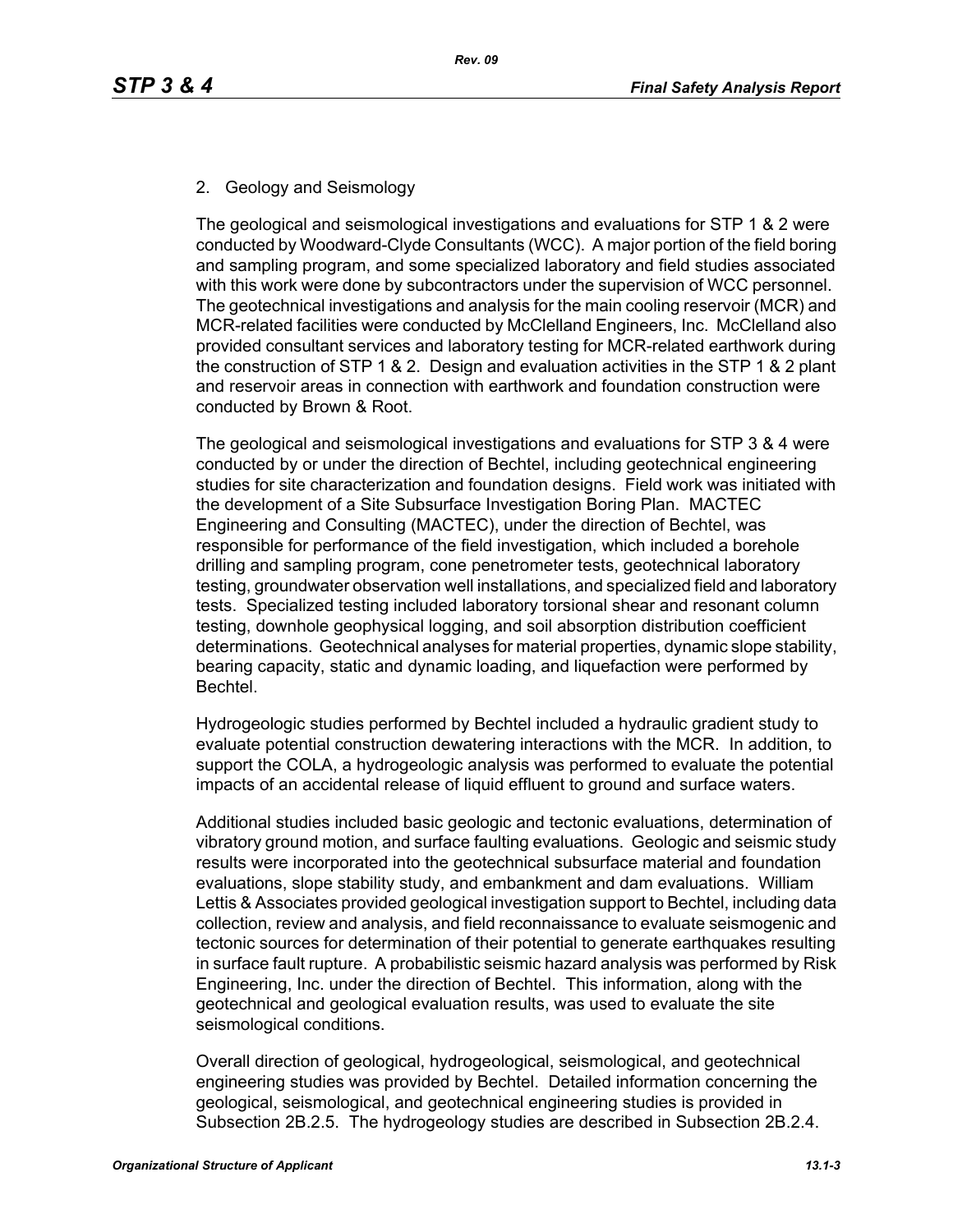2. Geology and Seismology

The geological and seismological investigations and evaluations for STP 1 & 2 were conducted by Woodward-Clyde Consultants (WCC). A major portion of the field boring and sampling program, and some specialized laboratory and field studies associated with this work were done by subcontractors under the supervision of WCC personnel. The geotechnical investigations and analysis for the main cooling reservoir (MCR) and MCR-related facilities were conducted by McClelland Engineers, Inc. McClelland also provided consultant services and laboratory testing for MCR-related earthwork during the construction of STP 1 & 2. Design and evaluation activities in the STP 1 & 2 plant and reservoir areas in connection with earthwork and foundation construction were conducted by Brown & Root.

The geological and seismological investigations and evaluations for STP 3 & 4 were conducted by or under the direction of Bechtel, including geotechnical engineering studies for site characterization and foundation designs. Field work was initiated with the development of a Site Subsurface Investigation Boring Plan. MACTEC Engineering and Consulting (MACTEC), under the direction of Bechtel, was responsible for performance of the field investigation, which included a borehole drilling and sampling program, cone penetrometer tests, geotechnical laboratory testing, groundwater observation well installations, and specialized field and laboratory tests. Specialized testing included laboratory torsional shear and resonant column testing, downhole geophysical logging, and soil absorption distribution coefficient determinations. Geotechnical analyses for material properties, dynamic slope stability, bearing capacity, static and dynamic loading, and liquefaction were performed by Bechtel.

Hydrogeologic studies performed by Bechtel included a hydraulic gradient study to evaluate potential construction dewatering interactions with the MCR. In addition, to support the COLA, a hydrogeologic analysis was performed to evaluate the potential impacts of an accidental release of liquid effluent to ground and surface waters.

Additional studies included basic geologic and tectonic evaluations, determination of vibratory ground motion, and surface faulting evaluations. Geologic and seismic study results were incorporated into the geotechnical subsurface material and foundation evaluations, slope stability study, and embankment and dam evaluations. William Lettis & Associates provided geological investigation support to Bechtel, including data collection, review and analysis, and field reconnaissance to evaluate seismogenic and tectonic sources for determination of their potential to generate earthquakes resulting in surface fault rupture. A probabilistic seismic hazard analysis was performed by Risk Engineering, Inc. under the direction of Bechtel. This information, along with the geotechnical and geological evaluation results, was used to evaluate the site seismological conditions.

Overall direction of geological, hydrogeological, seismological, and geotechnical engineering studies was provided by Bechtel. Detailed information concerning the geological, seismological, and geotechnical engineering studies is provided in Subsection 2B.2.5. The hydrogeology studies are described in Subsection 2B.2.4.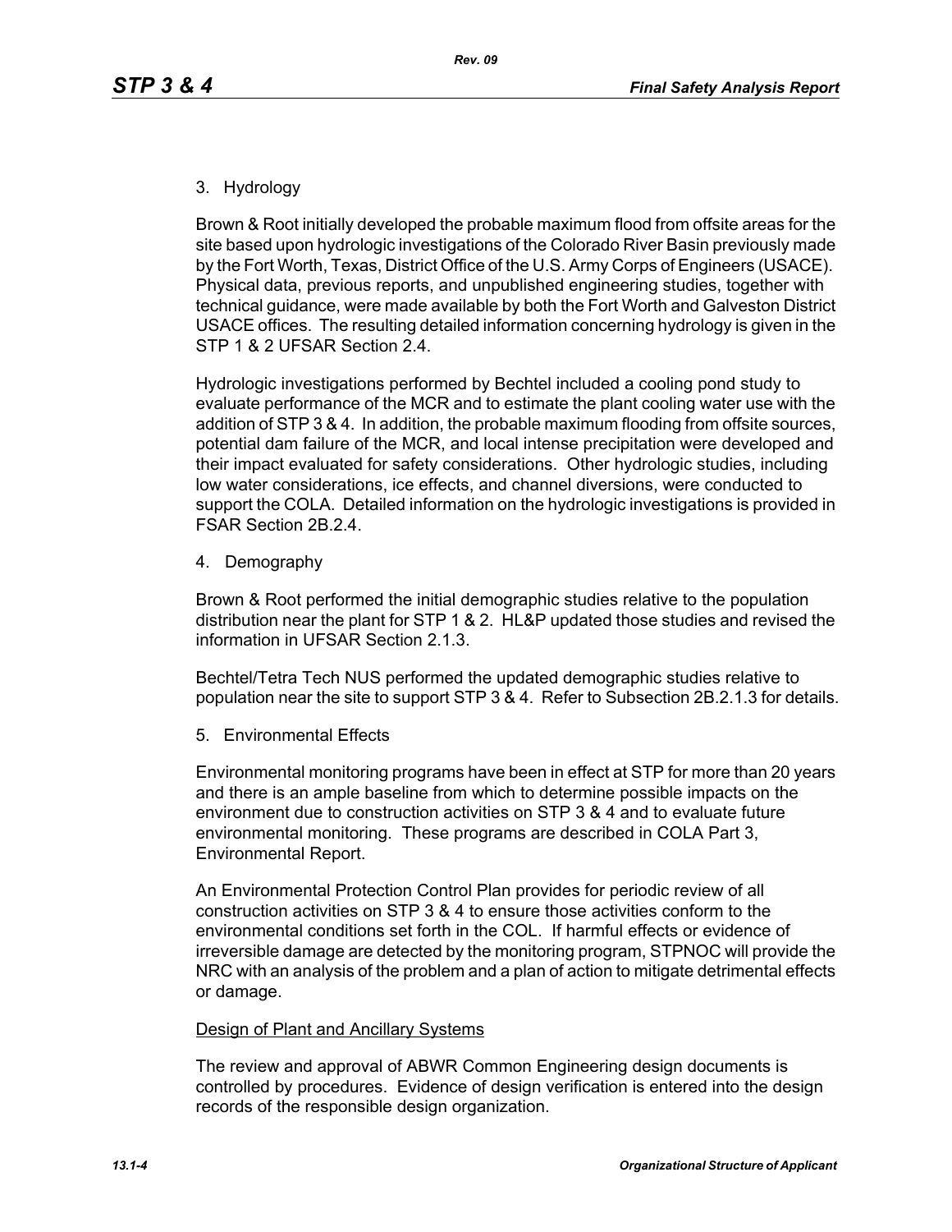3. Hydrology

Brown & Root initially developed the probable maximum flood from offsite areas for the site based upon hydrologic investigations of the Colorado River Basin previously made by the Fort Worth, Texas, District Office of the U.S. Army Corps of Engineers (USACE). Physical data, previous reports, and unpublished engineering studies, together with technical guidance, were made available by both the Fort Worth and Galveston District USACE offices. The resulting detailed information concerning hydrology is given in the STP 1 & 2 UFSAR Section 2.4.

Hydrologic investigations performed by Bechtel included a cooling pond study to evaluate performance of the MCR and to estimate the plant cooling water use with the addition of STP 3 & 4. In addition, the probable maximum flooding from offsite sources, potential dam failure of the MCR, and local intense precipitation were developed and their impact evaluated for safety considerations. Other hydrologic studies, including low water considerations, ice effects, and channel diversions, were conducted to support the COLA. Detailed information on the hydrologic investigations is provided in FSAR Section 2B.2.4.

4. Demography

Brown & Root performed the initial demographic studies relative to the population distribution near the plant for STP 1 & 2. HL&P updated those studies and revised the information in UFSAR Section 2.1.3.

Bechtel/Tetra Tech NUS performed the updated demographic studies relative to population near the site to support STP 3 & 4. Refer to Subsection 2B.2.1.3 for details.

5. Environmental Effects

Environmental monitoring programs have been in effect at STP for more than 20 years and there is an ample baseline from which to determine possible impacts on the environment due to construction activities on STP 3 & 4 and to evaluate future environmental monitoring. These programs are described in COLA Part 3, Environmental Report.

An Environmental Protection Control Plan provides for periodic review of all construction activities on STP 3 & 4 to ensure those activities conform to the environmental conditions set forth in the COL. If harmful effects or evidence of irreversible damage are detected by the monitoring program, STPNOC will provide the NRC with an analysis of the problem and a plan of action to mitigate detrimental effects or damage.

Design of Plant and Ancillary Systems

The review and approval of ABWR Common Engineering design documents is controlled by procedures. Evidence of design verification is entered into the design records of the responsible design organization.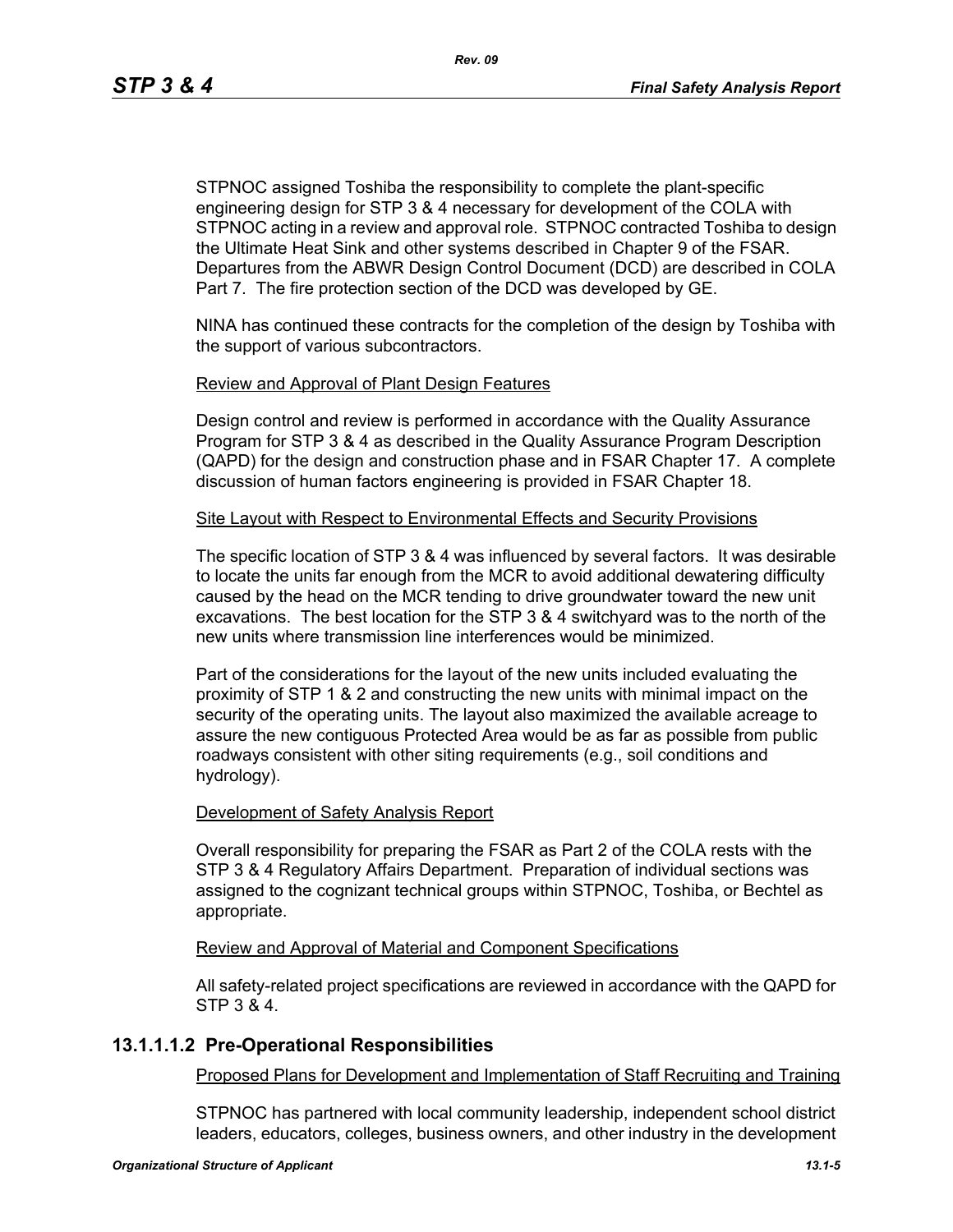STPNOC assigned Toshiba the responsibility to complete the plant-specific engineering design for STP 3 & 4 necessary for development of the COLA with STPNOC acting in a review and approval role. STPNOC contracted Toshiba to design the Ultimate Heat Sink and other systems described in Chapter 9 of the FSAR. Departures from the ABWR Design Control Document (DCD) are described in COLA Part 7. The fire protection section of the DCD was developed by GE.

NINA has continued these contracts for the completion of the design by Toshiba with the support of various subcontractors.

Review and Approval of Plant Design Features

Design control and review is performed in accordance with the Quality Assurance Program for STP 3 & 4 as described in the Quality Assurance Program Description (QAPD) for the design and construction phase and in FSAR Chapter 17. A complete discussion of human factors engineering is provided in FSAR Chapter 18.

Site Layout with Respect to Environmental Effects and Security Provisions

The specific location of STP 3 & 4 was influenced by several factors. It was desirable to locate the units far enough from the MCR to avoid additional dewatering difficulty caused by the head on the MCR tending to drive groundwater toward the new unit excavations. The best location for the STP 3 & 4 switchyard was to the north of the new units where transmission line interferences would be minimized.

Part of the considerations for the layout of the new units included evaluating the proximity of STP 1 & 2 and constructing the new units with minimal impact on the security of the operating units. The layout also maximized the available acreage to assure the new contiguous Protected Area would be as far as possible from public roadways consistent with other siting requirements (e.g., soil conditions and hydrology).

Development of Safety Analysis Report

Overall responsibility for preparing the FSAR as Part 2 of the COLA rests with the STP 3 & 4 Regulatory Affairs Department. Preparation of individual sections was assigned to the cognizant technical groups within STPNOC, Toshiba, or Bechtel as appropriate.

Review and Approval of Material and Component Specifications

All safety-related project specifications are reviewed in accordance with the QAPD for STP 3 & 4.

### 13.1.1.1.2 Pre-Operational Responsibilities

Proposed Plans for Development and Implementation of Staff Recruiting and Training

STPNOC has partnered with local community leadership, independent school district leaders, educators, colleges, business owners, and other industry in the development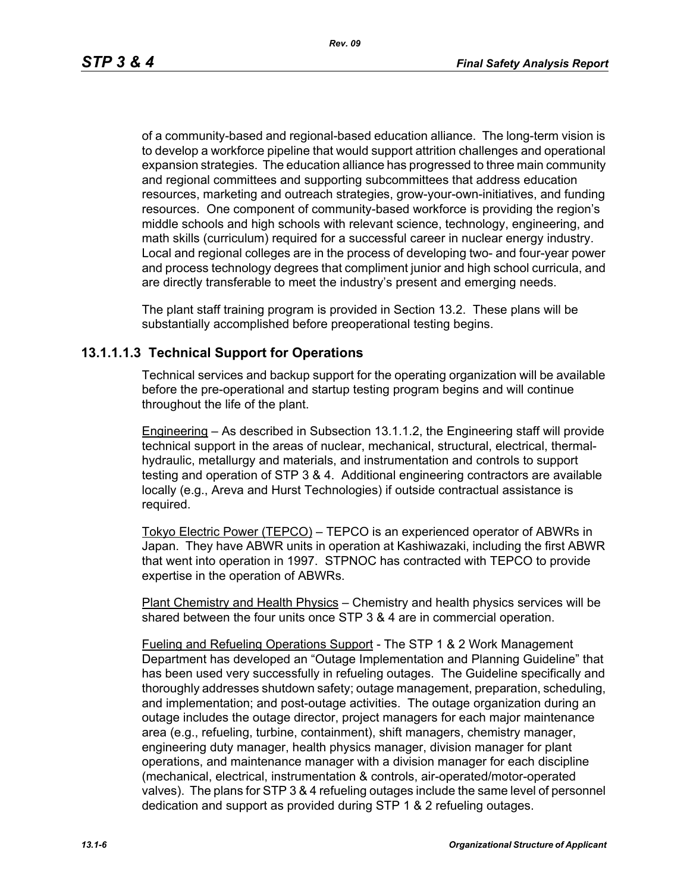of a community-based and regional-based education alliance. The long-term vision is to develop a workforce pipeline that would support attrition challenges and operational expansion strategies. The education alliance has progressed to three main community and regional committees and supporting subcommittees that address education resources, marketing and outreach strategies, grow-your-own-initiatives, and funding resources. One component of community-based workforce is providing the region's middle schools and high schools with relevant science, technology, engineering, and math skills (curriculum) required for a successful career in nuclear energy industry. Local and regional colleges are in the process of developing two- and four-year power and process technology degrees that compliment junior and high school curricula, and are directly transferable to meet the industry's present and emerging needs.

The plant staff training program is provided in Section 13.2. These plans will be substantially accomplished before preoperational testing begins.

### 13.1.1.1.3 Technical Support for Operations

Technical services and backup support for the operating organization will be available before the pre-operational and startup testing program begins and will continue throughout the life of the plant.

Engineering – As described in Subsection 13.1.1.2, the Engineering staff will provide technical support in the areas of nuclear, mechanical, structural, electrical, thermal-hydraulic, metallurgy and materials, and instrumentation and controls to support testing and operation of STP 3 & 4. Additional engineering contractors are available locally (e.g., Areva and Hurst Technologies) if outside contractual assistance is required.

Tokyo Electric Power (TEPCO) – TEPCO is an experienced operator of ABWRs in Japan. They have ABWR units in operation at Kashiwazaki, including the first ABWR that went into operation in 1997. STPNOC has contracted with TEPCO to provide expertise in the operation of ABWRs.

Plant Chemistry and Health Physics – Chemistry and health physics services will be shared between the four units once STP 3 & 4 are in commercial operation.

Fueling and Refueling Operations Support - The STP 1 & 2 Work Management Department has developed an "Outage Implementation and Planning Guideline" that has been used very successfully in refueling outages. The Guideline specifically and thoroughly addresses shutdown safety; outage management, preparation, scheduling, and implementation; and post-outage activities. The outage organization during an outage includes the outage director, project managers for each major maintenance area (e.g., refueling, turbine, containment), shift managers, chemistry manager, engineering duty manager, health physics manager, division manager for plant operations, and maintenance manager with a division manager for each discipline (mechanical, electrical, instrumentation & controls, air-operated/motor-operated valves). The plans for STP 3 & 4 refueling outages include the same level of personnel dedication and support as provided during STP 1 & 2 refueling outages.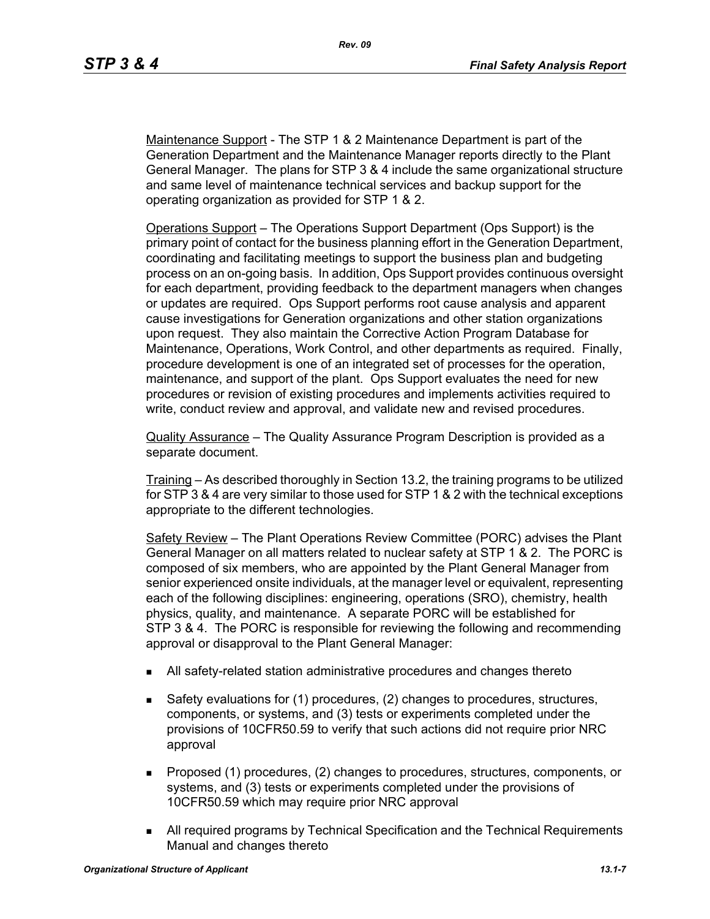Maintenance Support - The STP 1 & 2 Maintenance Department is part of the Generation Department and the Maintenance Manager reports directly to the Plant General Manager. The plans for STP 3 & 4 include the same organizational structure and same level of maintenance technical services and backup support for the operating organization as provided for STP 1 & 2.

Operations Support – The Operations Support Department (Ops Support) is the primary point of contact for the business planning effort in the Generation Department, coordinating and facilitating meetings to support the business plan and budgeting process on an on-going basis. In addition, Ops Support provides continuous oversight for each department, providing feedback to the department managers when changes or updates are required. Ops Support performs root cause analysis and apparent cause investigations for Generation organizations and other station organizations upon request. They also maintain the Corrective Action Program Database for Maintenance, Operations, Work Control, and other departments as required. Finally, procedure development is one of an integrated set of processes for the operation, maintenance, and support of the plant. Ops Support evaluates the need for new procedures or revision of existing procedures and implements activities required to write, conduct review and approval, and validate new and revised procedures.

Quality Assurance – The Quality Assurance Program Description is provided as a separate document.

Training – As described thoroughly in Section 13.2, the training programs to be utilized for STP 3 & 4 are very similar to those used for STP 1 & 2 with the technical exceptions appropriate to the different technologies.

Safety Review – The Plant Operations Review Committee (PORC) advises the Plant General Manager on all matters related to nuclear safety at STP 1 & 2. The PORC is composed of six members, who are appointed by the Plant General Manager from senior experienced onsite individuals, at the manager level or equivalent, representing each of the following disciplines: engineering, operations (SRO), chemistry, health physics, quality, and maintenance. A separate PORC will be established for STP 3 & 4. The PORC is responsible for reviewing the following and recommending approval or disapproval to the Plant General Manager:

- All safety-related station administrative procedures and changes thereto
- Safety evaluations for (1) procedures, (2) changes to procedures, structures, components, or systems, and (3) tests or experiments completed under the provisions of 10CFR50.59 to verify that such actions did not require prior NRC approval
- Proposed (1) procedures, (2) changes to procedures, structures, components, or systems, and (3) tests or experiments completed under the provisions of 10CFR50.59 which may require prior NRC approval
- All required programs by Technical Specification and the Technical Requirements Manual and changes thereto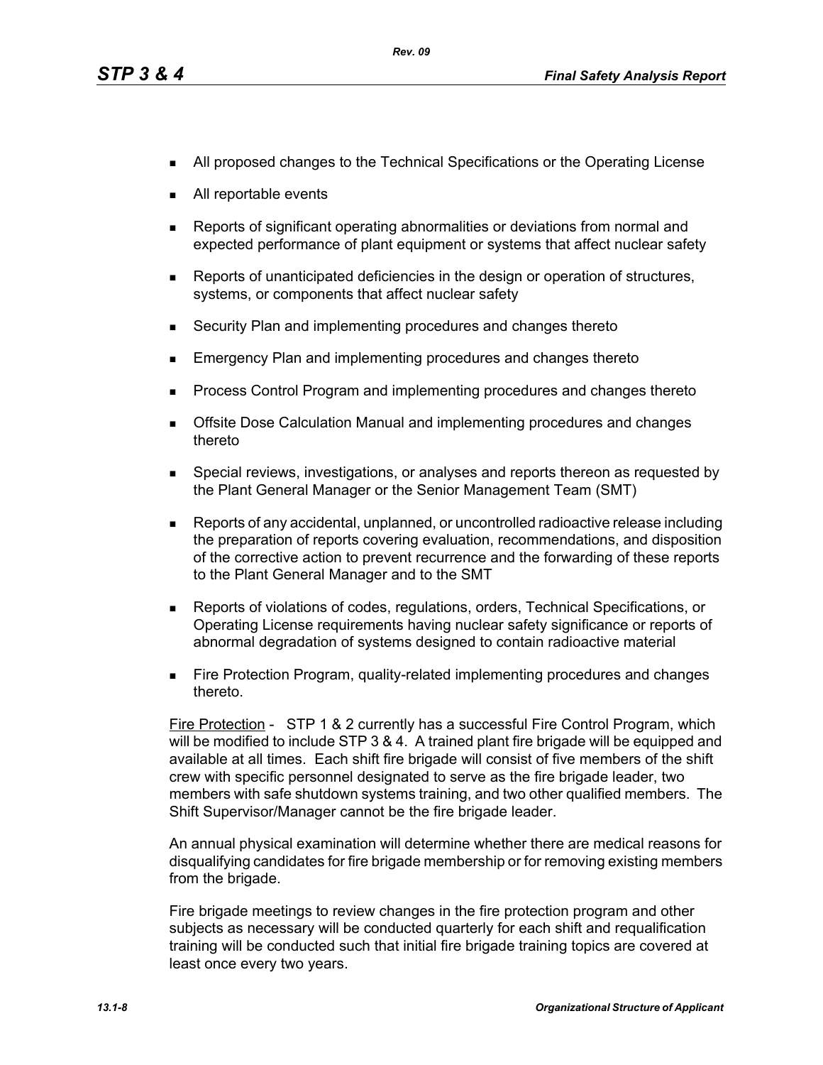- All proposed changes to the Technical Specifications or the Operating License
- All reportable events
- Reports of significant operating abnormalities or deviations from normal and expected performance of plant equipment or systems that affect nuclear safety
- Reports of unanticipated deficiencies in the design or operation of structures, systems, or components that affect nuclear safety
- Security Plan and implementing procedures and changes thereto
- Emergency Plan and implementing procedures and changes thereto
- Process Control Program and implementing procedures and changes thereto
- Offsite Dose Calculation Manual and implementing procedures and changes thereto
- Special reviews, investigations, or analyses and reports thereon as requested by the Plant General Manager or the Senior Management Team (SMT)
- Reports of any accidental, unplanned, or uncontrolled radioactive release including the preparation of reports covering evaluation, recommendations, and disposition of the corrective action to prevent recurrence and the forwarding of these reports to the Plant General Manager and to the SMT
- Reports of violations of codes, regulations, orders, Technical Specifications, or Operating License requirements having nuclear safety significance or reports of abnormal degradation of systems designed to contain radioactive material
- Fire Protection Program, quality-related implementing procedures and changes thereto.

Fire Protection - STP 1 & 2 currently has a successful Fire Control Program, which will be modified to include STP 3 & 4. A trained plant fire brigade will be equipped and available at all times. Each shift fire brigade will consist of five members of the shift crew with specific personnel designated to serve as the fire brigade leader, two members with safe shutdown systems training, and two other qualified members. The Shift Supervisor/Manager cannot be the fire brigade leader.

An annual physical examination will determine whether there are medical reasons for disqualifying candidates for fire brigade membership or for removing existing members from the brigade.

Fire brigade meetings to review changes in the fire protection program and other subjects as necessary will be conducted quarterly for each shift and requalification training will be conducted such that initial fire brigade training topics are covered at least once every two years.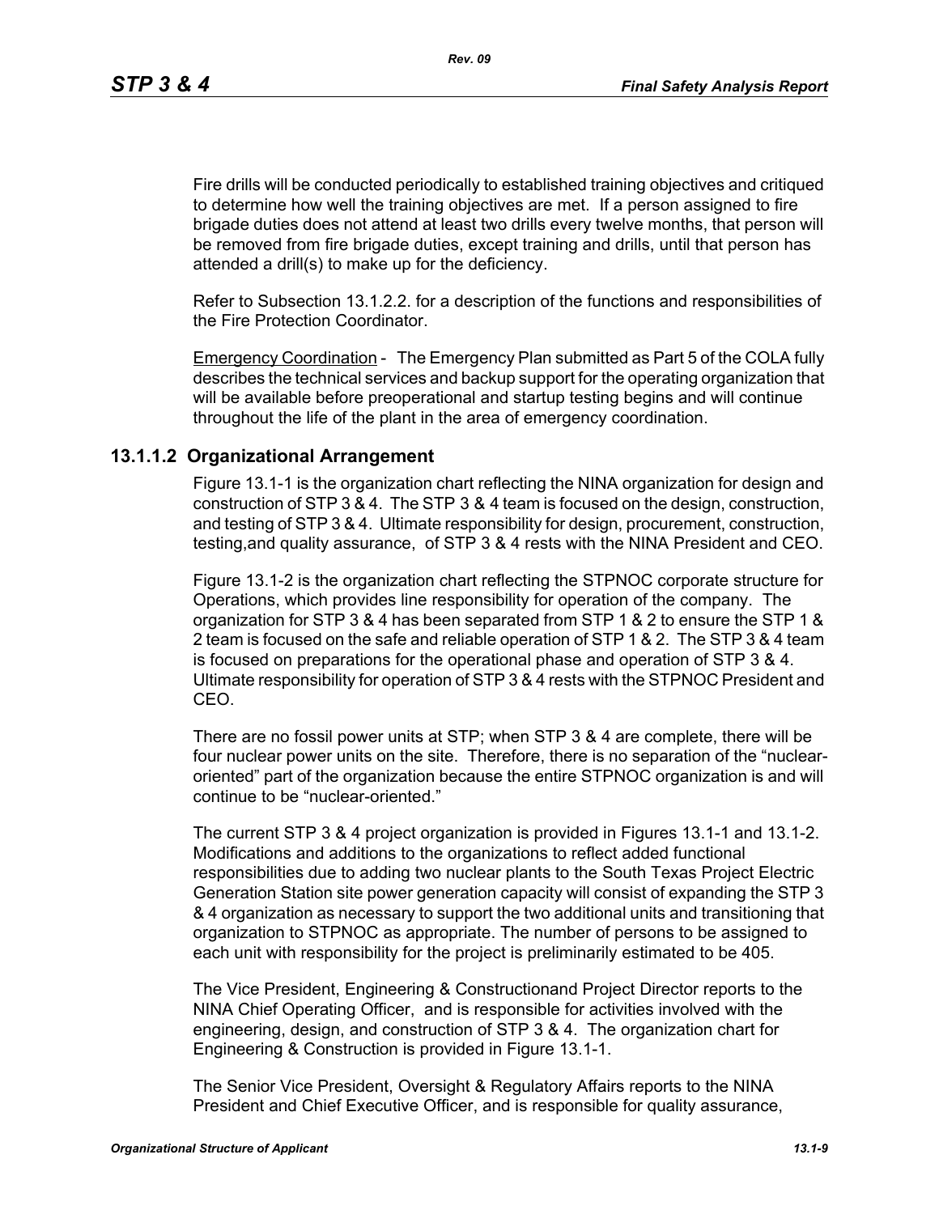Fire drills will be conducted periodically to established training objectives and critiqued to determine how well the training objectives are met. If a person assigned to fire brigade duties does not attend at least two drills every twelve months, that person will be removed from fire brigade duties, except training and drills, until that person has attended a drill(s) to make up for the deficiency.

Refer to Subsection 13.1.2.2. for a description of the functions and responsibilities of the Fire Protection Coordinator.

Emergency Coordination - The Emergency Plan submitted as Part 5 of the COLA fully describes the technical services and backup support for the operating organization that will be available before preoperational and startup testing begins and will continue throughout the life of the plant in the area of emergency coordination.

### 13.1.1.2 Organizational Arrangement

Figure 13.1-1 is the organization chart reflecting the NINA organization for design and construction of STP 3 & 4. The STP 3 & 4 team is focused on the design, construction, and testing of STP 3 & 4. Ultimate responsibility for design, procurement, construction, testing,and quality assurance, of STP 3 & 4 rests with the NINA President and CEO.

Figure 13.1-2 is the organization chart reflecting the STPNOC corporate structure for Operations, which provides line responsibility for operation of the company. The organization for STP 3 & 4 has been separated from STP 1 & 2 to ensure the STP 1 & 2 team is focused on the safe and reliable operation of STP 1 & 2. The STP 3 & 4 team is focused on preparations for the operational phase and operation of STP 3 & 4. Ultimate responsibility for operation of STP 3 & 4 rests with the STPNOC President and CEO.

There are no fossil power units at STP; when STP 3 & 4 are complete, there will be four nuclear power units on the site. Therefore, there is no separation of the "nuclear-oriented" part of the organization because the entire STPNOC organization is and will continue to be "nuclear-oriented."

The current STP 3 & 4 project organization is provided in Figures 13.1-1 and 13.1-2. Modifications and additions to the organizations to reflect added functional responsibilities due to adding two nuclear plants to the South Texas Project Electric Generation Station site power generation capacity will consist of expanding the STP 3 & 4 organization as necessary to support the two additional units and transitioning that organization to STPNOC as appropriate. The number of persons to be assigned to each unit with responsibility for the project is preliminarily estimated to be 405.

The Vice President, Engineering & Constructionand Project Director reports to the NINA Chief Operating Officer, and is responsible for activities involved with the engineering, design, and construction of STP 3 & 4. The organization chart for Engineering & Construction is provided in Figure 13.1-1.

The Senior Vice President, Oversight & Regulatory Affairs reports to the NINA President and Chief Executive Officer, and is responsible for quality assurance,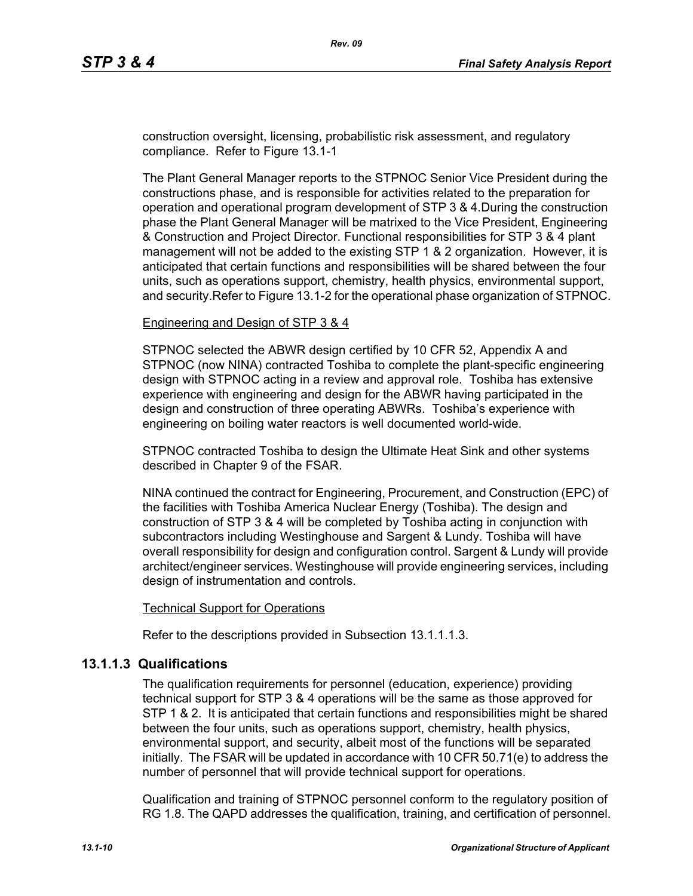construction oversight, licensing, probabilistic risk assessment, and regulatory compliance. Refer to Figure 13.1-1

The Plant General Manager reports to the STPNOC Senior Vice President during the constructions phase, and is responsible for activities related to the preparation for operation and operational program development of STP 3 & 4.During the construction phase the Plant General Manager will be matrixed to the Vice President, Engineering & Construction and Project Director. Functional responsibilities for STP 3 & 4 plant management will not be added to the existing STP 1 & 2 organization. However, it is anticipated that certain functions and responsibilities will be shared between the four units, such as operations support, chemistry, health physics, environmental support, and security.Refer to Figure 13.1-2 for the operational phase organization of STPNOC.

<u>Engineering and Design of STP 3 & 4</u>

STPNOC selected the ABWR design certified by 10 CFR 52, Appendix A and STPNOC (now NINA) contracted Toshiba to complete the plant-specific engineering design with STPNOC acting in a review and approval role. Toshiba has extensive experience with engineering and design for the ABWR having participated in the design and construction of three operating ABWRs. Toshiba's experience with engineering on boiling water reactors is well documented world-wide.

STPNOC contracted Toshiba to design the Ultimate Heat Sink and other systems described in Chapter 9 of the FSAR.

NINA continued the contract for Engineering, Procurement, and Construction (EPC) of the facilities with Toshiba America Nuclear Energy (Toshiba). The design and construction of STP 3 & 4 will be completed by Toshiba acting in conjunction with subcontractors including Westinghouse and Sargent & Lundy. Toshiba will have overall responsibility for design and configuration control. Sargent & Lundy will provide architect/engineer services. Westinghouse will provide engineering services, including design of instrumentation and controls.

<u>Technical Support for Operations</u>

Refer to the descriptions provided in Subsection 13.1.1.1.3.

### 13.1.1.3 Qualifications

The qualification requirements for personnel (education, experience) providing technical support for STP 3 & 4 operations will be the same as those approved for STP 1 & 2. It is anticipated that certain functions and responsibilities might be shared between the four units, such as operations support, chemistry, health physics, environmental support, and security, albeit most of the functions will be separated initially. The FSAR will be updated in accordance with 10 CFR 50.71(e) to address the number of personnel that will provide technical support for operations.

Qualification and training of STPNOC personnel conform to the regulatory position of RG 1.8. The QAPD addresses the qualification, training, and certification of personnel.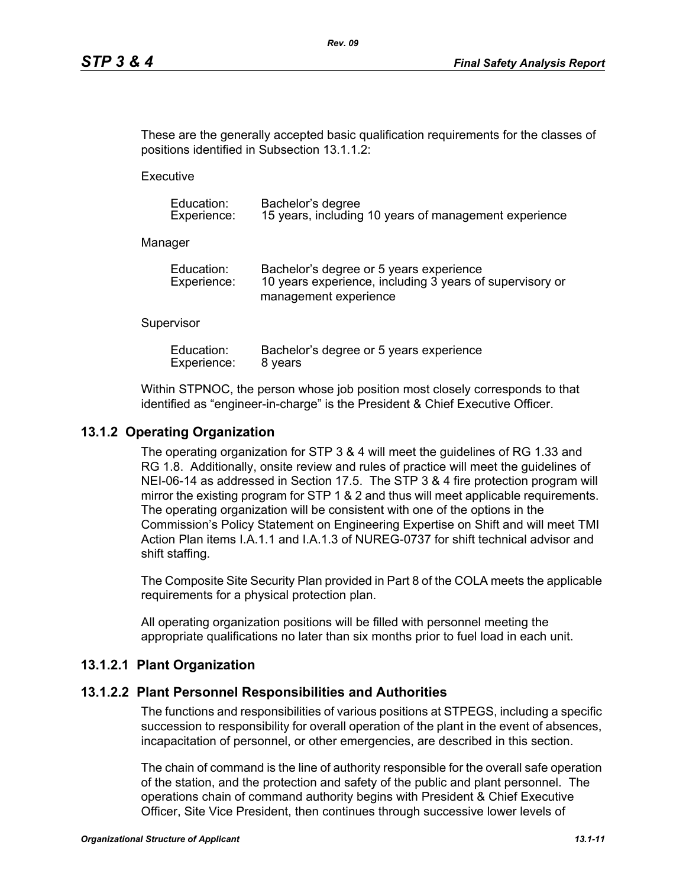These are the generally accepted basic qualification requirements for the classes of positions identified in Subsection 13.1.1.2:

Executive

| | |
|---|---|
| Education: | Bachelor's degree |
| Experience: | 15 years, including 10 years of management experience |

Manager

| | |
|---|---|
| Education: | Bachelor's degree or 5 years experience |
| Experience: | 10 years experience, including 3 years of supervisory or management experience |

Supervisor

| | |
|---|---|
| Education: | Bachelor's degree or 5 years experience |
| Experience: | 8 years |

Within STPNOC, the person whose job position most closely corresponds to that identified as "engineer-in-charge" is the President & Chief Executive Officer.

## 13.1.2 Operating Organization

The operating organization for STP 3 & 4 will meet the guidelines of RG 1.33 and RG 1.8. Additionally, onsite review and rules of practice will meet the guidelines of NEI-06-14 as addressed in Section 17.5. The STP 3 & 4 fire protection program will mirror the existing program for STP 1 & 2 and thus will meet applicable requirements. The operating organization will be consistent with one of the options in the Commission's Policy Statement on Engineering Expertise on Shift and will meet TMI Action Plan items I.A.1.1 and I.A.1.3 of NUREG-0737 for shift technical advisor and shift staffing.

The Composite Site Security Plan provided in Part 8 of the COLA meets the applicable requirements for a physical protection plan.

All operating organization positions will be filled with personnel meeting the appropriate qualifications no later than six months prior to fuel load in each unit.

### 13.1.2.1 Plant Organization

### 13.1.2.2 Plant Personnel Responsibilities and Authorities

The functions and responsibilities of various positions at STPEGS, including a specific succession to responsibility for overall operation of the plant in the event of absences, incapacitation of personnel, or other emergencies, are described in this section.

The chain of command is the line of authority responsible for the overall safe operation of the station, and the protection and safety of the public and plant personnel. The operations chain of command authority begins with President & Chief Executive Officer, Site Vice President, then continues through successive lower levels of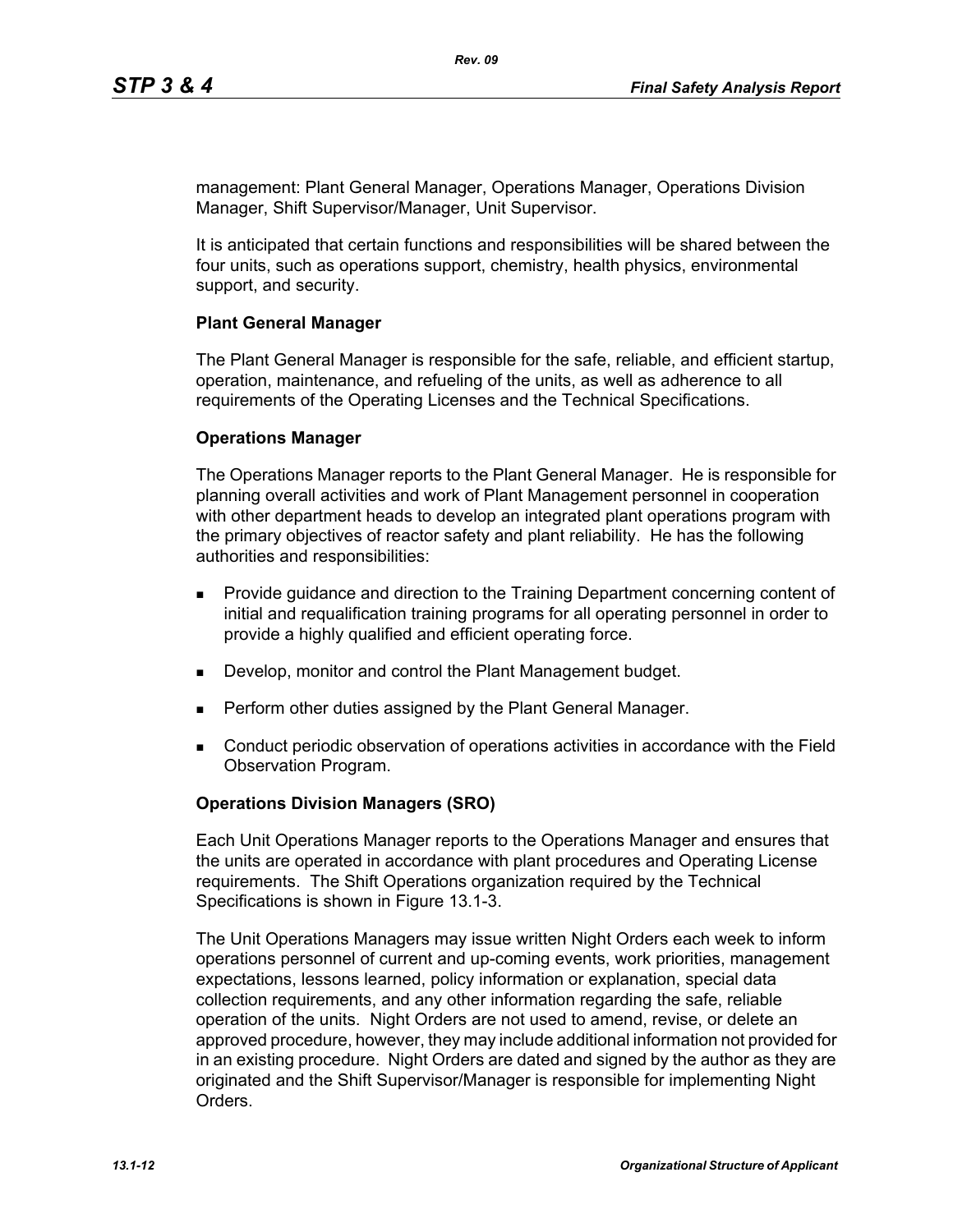management: Plant General Manager, Operations Manager, Operations Division Manager, Shift Supervisor/Manager, Unit Supervisor.

It is anticipated that certain functions and responsibilities will be shared between the four units, such as operations support, chemistry, health physics, environmental support, and security.

**Plant General Manager**

The Plant General Manager is responsible for the safe, reliable, and efficient startup, operation, maintenance, and refueling of the units, as well as adherence to all requirements of the Operating Licenses and the Technical Specifications.

**Operations Manager**

The Operations Manager reports to the Plant General Manager. He is responsible for planning overall activities and work of Plant Management personnel in cooperation with other department heads to develop an integrated plant operations program with the primary objectives of reactor safety and plant reliability. He has the following authorities and responsibilities:

- Provide guidance and direction to the Training Department concerning content of initial and requalification training programs for all operating personnel in order to provide a highly qualified and efficient operating force.
- Develop, monitor and control the Plant Management budget.
- Perform other duties assigned by the Plant General Manager.
- Conduct periodic observation of operations activities in accordance with the Field Observation Program.

**Operations Division Managers (SRO)**

Each Unit Operations Manager reports to the Operations Manager and ensures that the units are operated in accordance with plant procedures and Operating License requirements. The Shift Operations organization required by the Technical Specifications is shown in Figure 13.1-3.

The Unit Operations Managers may issue written Night Orders each week to inform operations personnel of current and up-coming events, work priorities, management expectations, lessons learned, policy information or explanation, special data collection requirements, and any other information regarding the safe, reliable operation of the units. Night Orders are not used to amend, revise, or delete an approved procedure, however, they may include additional information not provided for in an existing procedure. Night Orders are dated and signed by the author as they are originated and the Shift Supervisor/Manager is responsible for implementing Night Orders.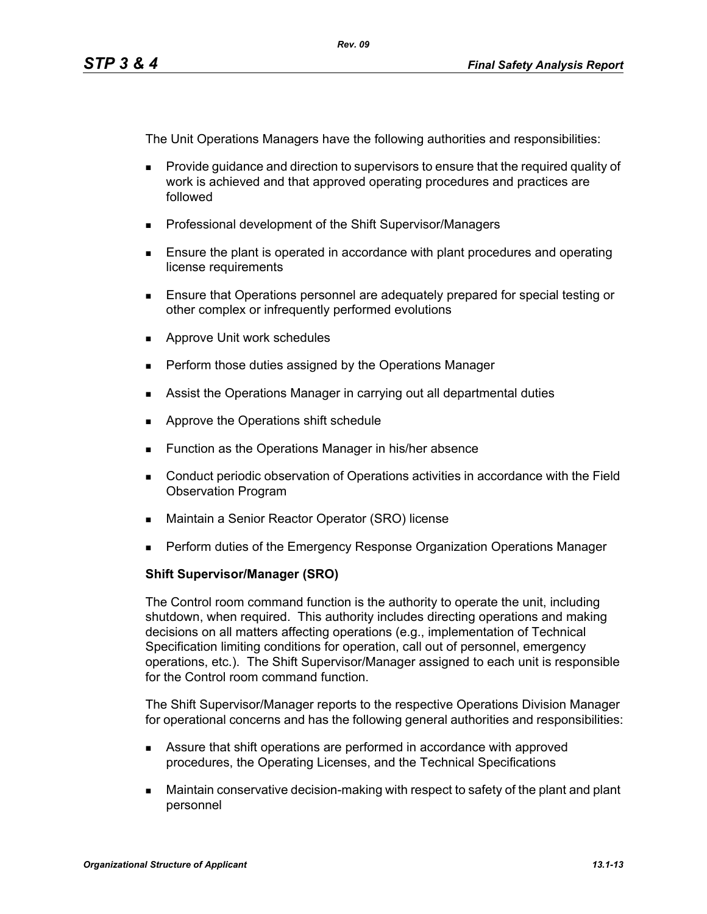The Unit Operations Managers have the following authorities and responsibilities:

- Provide guidance and direction to supervisors to ensure that the required quality of work is achieved and that approved operating procedures and practices are followed
- Professional development of the Shift Supervisor/Managers
- Ensure the plant is operated in accordance with plant procedures and operating license requirements
- Ensure that Operations personnel are adequately prepared for special testing or other complex or infrequently performed evolutions
- Approve Unit work schedules
- Perform those duties assigned by the Operations Manager
- Assist the Operations Manager in carrying out all departmental duties
- Approve the Operations shift schedule
- Function as the Operations Manager in his/her absence
- Conduct periodic observation of Operations activities in accordance with the Field Observation Program
- Maintain a Senior Reactor Operator (SRO) license
- Perform duties of the Emergency Response Organization Operations Manager

**Shift Supervisor/Manager (SRO)**

The Control room command function is the authority to operate the unit, including shutdown, when required. This authority includes directing operations and making decisions on all matters affecting operations (e.g., implementation of Technical Specification limiting conditions for operation, call out of personnel, emergency operations, etc.). The Shift Supervisor/Manager assigned to each unit is responsible for the Control room command function.

The Shift Supervisor/Manager reports to the respective Operations Division Manager for operational concerns and has the following general authorities and responsibilities:

- Assure that shift operations are performed in accordance with approved procedures, the Operating Licenses, and the Technical Specifications
- Maintain conservative decision-making with respect to safety of the plant and plant personnel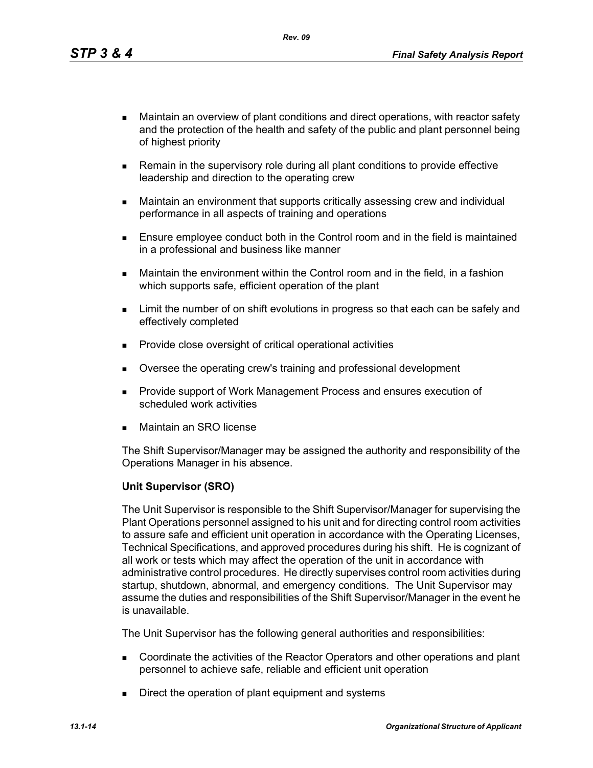- Maintain an overview of plant conditions and direct operations, with reactor safety and the protection of the health and safety of the public and plant personnel being of highest priority
- Remain in the supervisory role during all plant conditions to provide effective leadership and direction to the operating crew
- Maintain an environment that supports critically assessing crew and individual performance in all aspects of training and operations
- Ensure employee conduct both in the Control room and in the field is maintained in a professional and business like manner
- Maintain the environment within the Control room and in the field, in a fashion which supports safe, efficient operation of the plant
- Limit the number of on shift evolutions in progress so that each can be safely and effectively completed
- Provide close oversight of critical operational activities
- Oversee the operating crew's training and professional development
- Provide support of Work Management Process and ensures execution of scheduled work activities
- Maintain an SRO license

The Shift Supervisor/Manager may be assigned the authority and responsibility of the Operations Manager in his absence.

**Unit Supervisor (SRO)**

The Unit Supervisor is responsible to the Shift Supervisor/Manager for supervising the Plant Operations personnel assigned to his unit and for directing control room activities to assure safe and efficient unit operation in accordance with the Operating Licenses, Technical Specifications, and approved procedures during his shift. He is cognizant of all work or tests which may affect the operation of the unit in accordance with administrative control procedures. He directly supervises control room activities during startup, shutdown, abnormal, and emergency conditions. The Unit Supervisor may assume the duties and responsibilities of the Shift Supervisor/Manager in the event he is unavailable.

The Unit Supervisor has the following general authorities and responsibilities:

- Coordinate the activities of the Reactor Operators and other operations and plant personnel to achieve safe, reliable and efficient unit operation
- Direct the operation of plant equipment and systems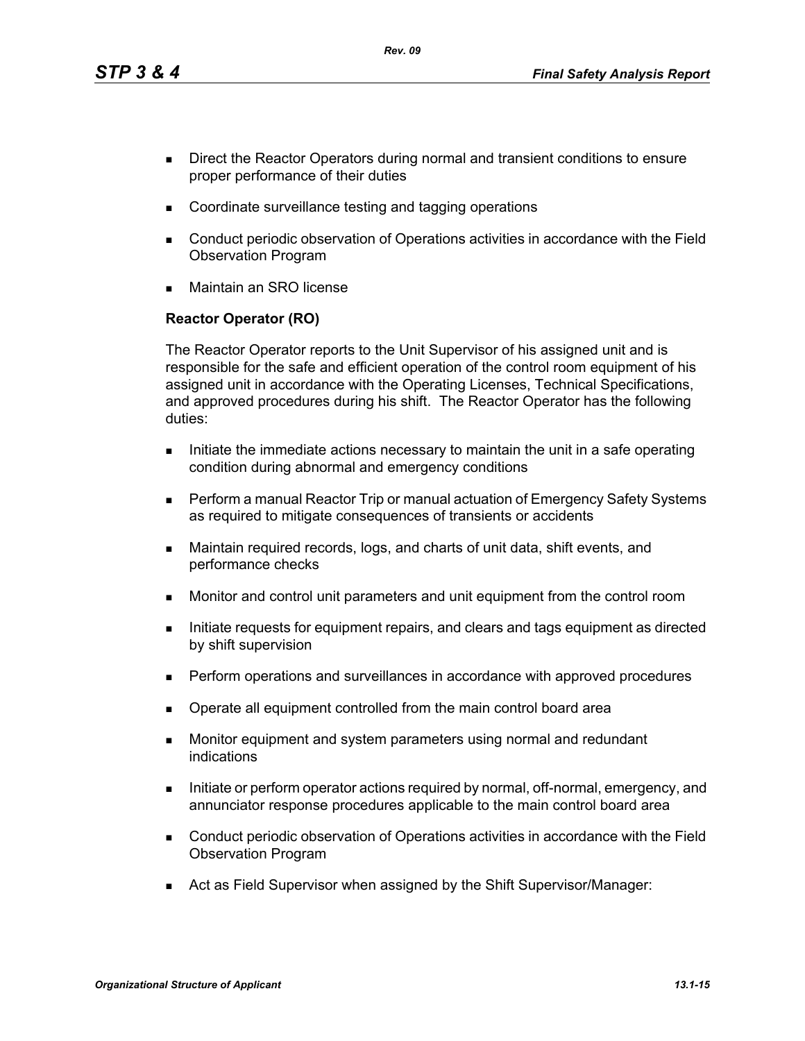- Direct the Reactor Operators during normal and transient conditions to ensure proper performance of their duties
- Coordinate surveillance testing and tagging operations
- Conduct periodic observation of Operations activities in accordance with the Field Observation Program
- Maintain an SRO license

**Reactor Operator (RO)**

The Reactor Operator reports to the Unit Supervisor of his assigned unit and is responsible for the safe and efficient operation of the control room equipment of his assigned unit in accordance with the Operating Licenses, Technical Specifications, and approved procedures during his shift. The Reactor Operator has the following duties:

- Initiate the immediate actions necessary to maintain the unit in a safe operating condition during abnormal and emergency conditions
- Perform a manual Reactor Trip or manual actuation of Emergency Safety Systems as required to mitigate consequences of transients or accidents
- Maintain required records, logs, and charts of unit data, shift events, and performance checks
- Monitor and control unit parameters and unit equipment from the control room
- Initiate requests for equipment repairs, and clears and tags equipment as directed by shift supervision
- Perform operations and surveillances in accordance with approved procedures
- Operate all equipment controlled from the main control board area
- Monitor equipment and system parameters using normal and redundant indications
- Initiate or perform operator actions required by normal, off-normal, emergency, and annunciator response procedures applicable to the main control board area
- Conduct periodic observation of Operations activities in accordance with the Field Observation Program
- Act as Field Supervisor when assigned by the Shift Supervisor/Manager: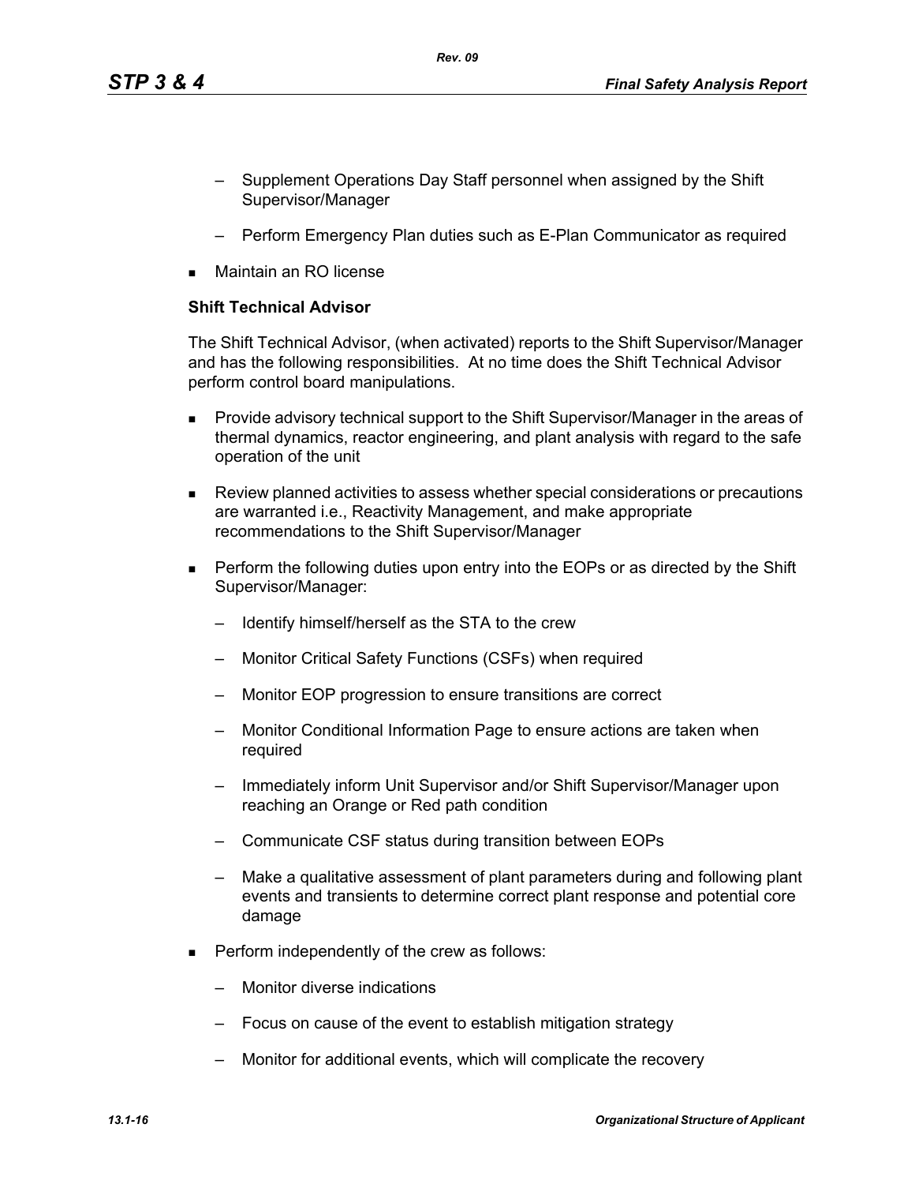- Supplement Operations Day Staff personnel when assigned by the Shift Supervisor/Manager
  - Perform Emergency Plan duties such as E-Plan Communicator as required
- Maintain an RO license

**Shift Technical Advisor**

The Shift Technical Advisor, (when activated) reports to the Shift Supervisor/Manager and has the following responsibilities. At no time does the Shift Technical Advisor perform control board manipulations.

- Provide advisory technical support to the Shift Supervisor/Manager in the areas of thermal dynamics, reactor engineering, and plant analysis with regard to the safe operation of the unit
- Review planned activities to assess whether special considerations or precautions are warranted i.e., Reactivity Management, and make appropriate recommendations to the Shift Supervisor/Manager
- Perform the following duties upon entry into the EOPs or as directed by the Shift Supervisor/Manager:
  - Identify himself/herself as the STA to the crew
  - Monitor Critical Safety Functions (CSFs) when required
  - Monitor EOP progression to ensure transitions are correct
  - Monitor Conditional Information Page to ensure actions are taken when required
  - Immediately inform Unit Supervisor and/or Shift Supervisor/Manager upon reaching an Orange or Red path condition
  - Communicate CSF status during transition between EOPs
  - Make a qualitative assessment of plant parameters during and following plant events and transients to determine correct plant response and potential core damage
- Perform independently of the crew as follows:
  - Monitor diverse indications
  - Focus on cause of the event to establish mitigation strategy
  - Monitor for additional events, which will complicate the recovery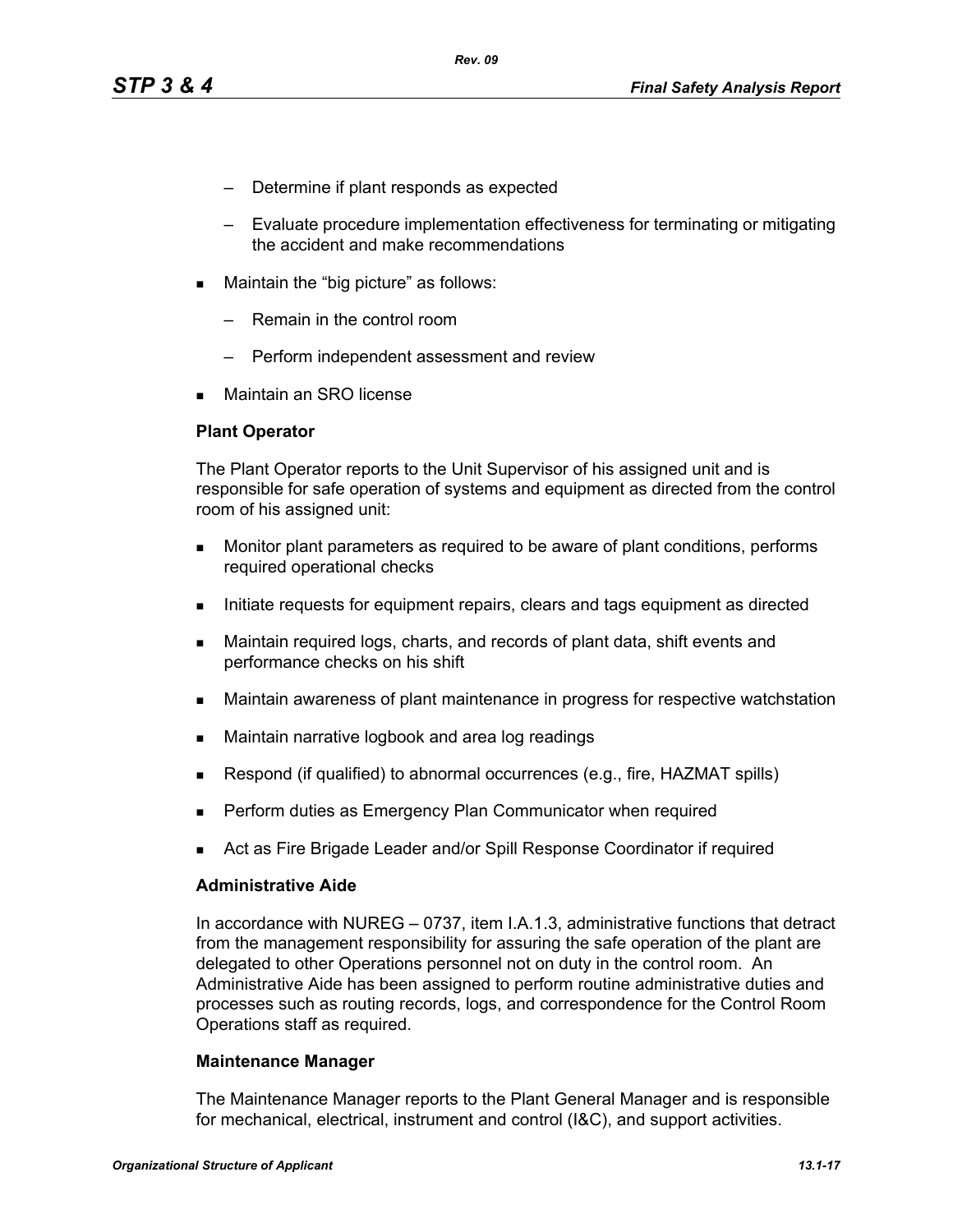- Determine if plant responds as expected
  - Evaluate procedure implementation effectiveness for terminating or mitigating the accident and make recommendations
- Maintain the "big picture" as follows:
  - Remain in the control room
  - Perform independent assessment and review
- Maintain an SRO license

**Plant Operator**

The Plant Operator reports to the Unit Supervisor of his assigned unit and is responsible for safe operation of systems and equipment as directed from the control room of his assigned unit:

- Monitor plant parameters as required to be aware of plant conditions, performs required operational checks
- Initiate requests for equipment repairs, clears and tags equipment as directed
- Maintain required logs, charts, and records of plant data, shift events and performance checks on his shift
- Maintain awareness of plant maintenance in progress for respective watchstation
- Maintain narrative logbook and area log readings
- Respond (if qualified) to abnormal occurrences (e.g., fire, HAZMAT spills)
- Perform duties as Emergency Plan Communicator when required
- Act as Fire Brigade Leader and/or Spill Response Coordinator if required

**Administrative Aide**

In accordance with NUREG – 0737, item I.A.1.3, administrative functions that detract from the management responsibility for assuring the safe operation of the plant are delegated to other Operations personnel not on duty in the control room. An Administrative Aide has been assigned to perform routine administrative duties and processes such as routing records, logs, and correspondence for the Control Room Operations staff as required.

**Maintenance Manager**

The Maintenance Manager reports to the Plant General Manager and is responsible for mechanical, electrical, instrument and control (I&C), and support activities.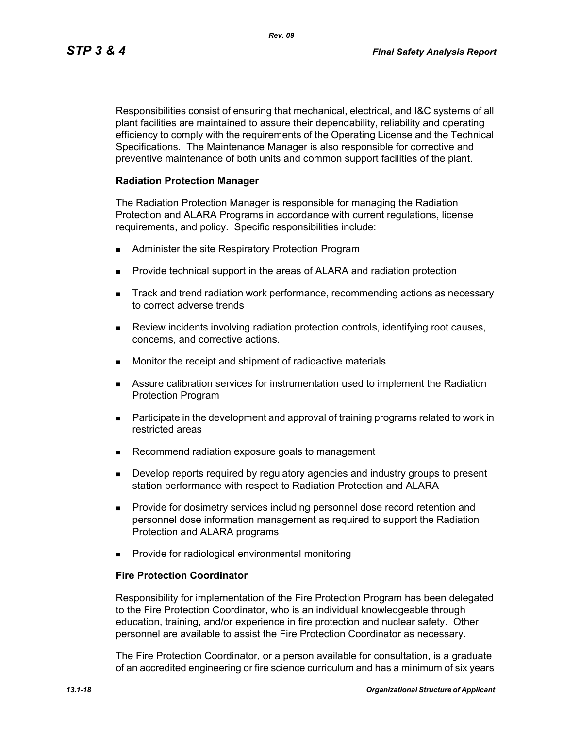Responsibilities consist of ensuring that mechanical, electrical, and I&C systems of all plant facilities are maintained to assure their dependability, reliability and operating efficiency to comply with the requirements of the Operating License and the Technical Specifications. The Maintenance Manager is also responsible for corrective and preventive maintenance of both units and common support facilities of the plant.

**Radiation Protection Manager**

The Radiation Protection Manager is responsible for managing the Radiation Protection and ALARA Programs in accordance with current regulations, license requirements, and policy. Specific responsibilities include:

- Administer the site Respiratory Protection Program
- Provide technical support in the areas of ALARA and radiation protection
- Track and trend radiation work performance, recommending actions as necessary to correct adverse trends
- Review incidents involving radiation protection controls, identifying root causes, concerns, and corrective actions.
- Monitor the receipt and shipment of radioactive materials
- Assure calibration services for instrumentation used to implement the Radiation Protection Program
- Participate in the development and approval of training programs related to work in restricted areas
- Recommend radiation exposure goals to management
- Develop reports required by regulatory agencies and industry groups to present station performance with respect to Radiation Protection and ALARA
- Provide for dosimetry services including personnel dose record retention and personnel dose information management as required to support the Radiation Protection and ALARA programs
- Provide for radiological environmental monitoring

**Fire Protection Coordinator**

Responsibility for implementation of the Fire Protection Program has been delegated to the Fire Protection Coordinator, who is an individual knowledgeable through education, training, and/or experience in fire protection and nuclear safety. Other personnel are available to assist the Fire Protection Coordinator as necessary.

The Fire Protection Coordinator, or a person available for consultation, is a graduate of an accredited engineering or fire science curriculum and has a minimum of six years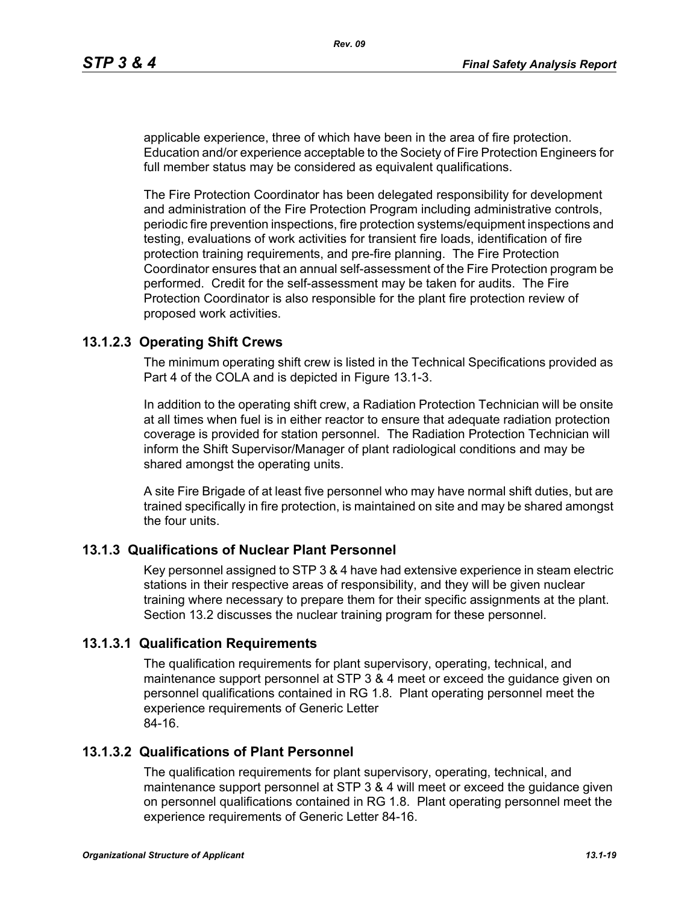applicable experience, three of which have been in the area of fire protection. Education and/or experience acceptable to the Society of Fire Protection Engineers for full member status may be considered as equivalent qualifications.

The Fire Protection Coordinator has been delegated responsibility for development and administration of the Fire Protection Program including administrative controls, periodic fire prevention inspections, fire protection systems/equipment inspections and testing, evaluations of work activities for transient fire loads, identification of fire protection training requirements, and pre-fire planning. The Fire Protection Coordinator ensures that an annual self-assessment of the Fire Protection program be performed. Credit for the self-assessment may be taken for audits. The Fire Protection Coordinator is also responsible for the plant fire protection review of proposed work activities.

### 13.1.2.3 Operating Shift Crews

The minimum operating shift crew is listed in the Technical Specifications provided as Part 4 of the COLA and is depicted in Figure 13.1-3.

In addition to the operating shift crew, a Radiation Protection Technician will be onsite at all times when fuel is in either reactor to ensure that adequate radiation protection coverage is provided for station personnel. The Radiation Protection Technician will inform the Shift Supervisor/Manager of plant radiological conditions and may be shared amongst the operating units.

A site Fire Brigade of at least five personnel who may have normal shift duties, but are trained specifically in fire protection, is maintained on site and may be shared amongst the four units.

## 13.1.3 Qualifications of Nuclear Plant Personnel

Key personnel assigned to STP 3 & 4 have had extensive experience in steam electric stations in their respective areas of responsibility, and they will be given nuclear training where necessary to prepare them for their specific assignments at the plant. Section 13.2 discusses the nuclear training program for these personnel.

### 13.1.3.1 Qualification Requirements

The qualification requirements for plant supervisory, operating, technical, and maintenance support personnel at STP 3 & 4 meet or exceed the guidance given on personnel qualifications contained in RG 1.8. Plant operating personnel meet the experience requirements of Generic Letter 84-16.

### 13.1.3.2 Qualifications of Plant Personnel

The qualification requirements for plant supervisory, operating, technical, and maintenance support personnel at STP 3 & 4 will meet or exceed the guidance given on personnel qualifications contained in RG 1.8. Plant operating personnel meet the experience requirements of Generic Letter 84-16.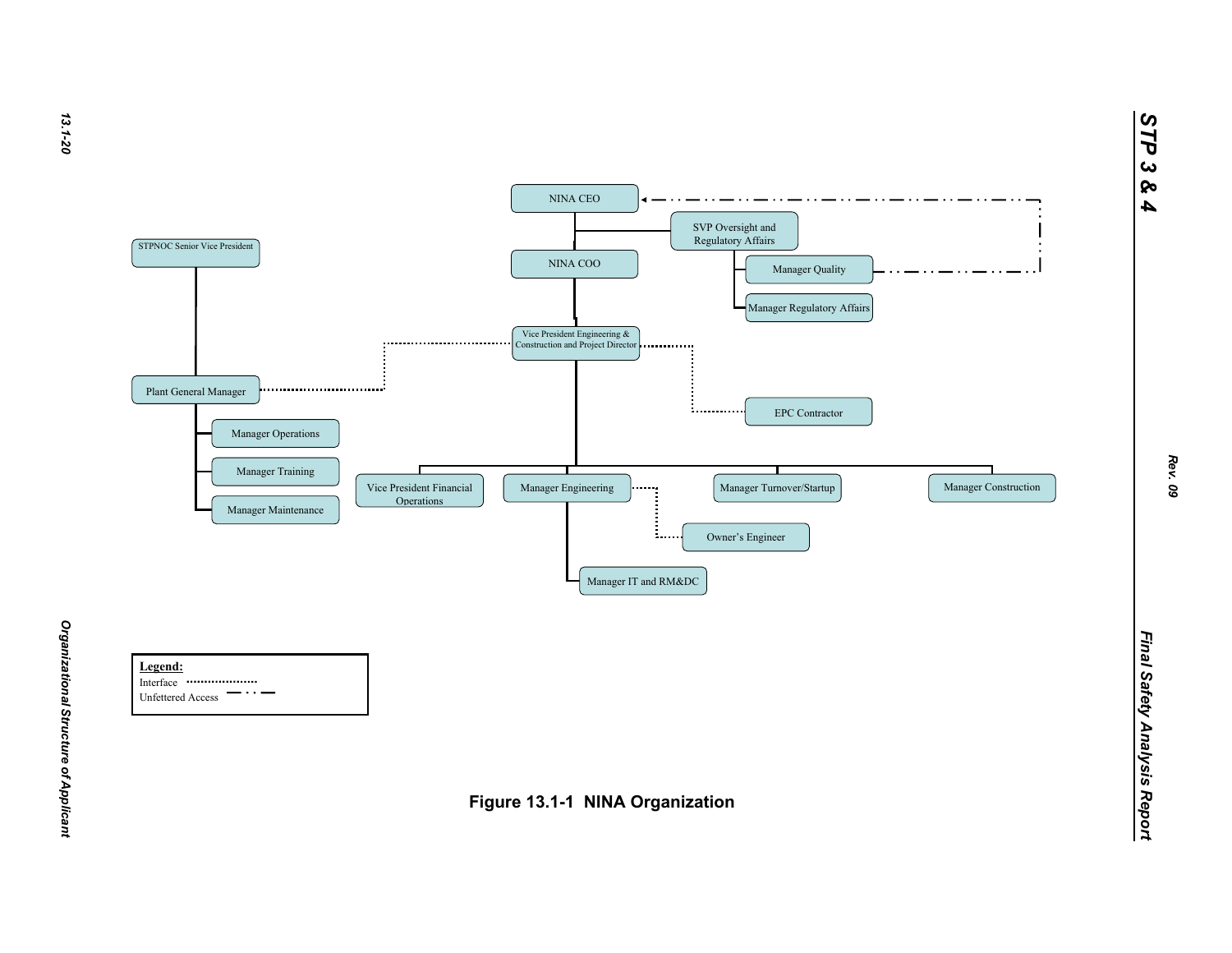NINA CEO

SVP Oversight and Regulatory Affairs

Manager Quality

Manager Regulatory Affairs

NINA COO

STPNOC Senior Vice President

Vice President Engineering & Construction and Project Director

Plant General Manager

EPC Contractor

Manager Operations

Manager Training

Manager Maintenance

Vice President Financial Operations

Manager Engineering

Manager Turnover/Startup

Manager Construction

Owner's Engineer

Manager IT and RM&DC

**Legend:**

Interface ....................

Unfettered Access — · · —

**Figure 13.1-1 NINA Organization**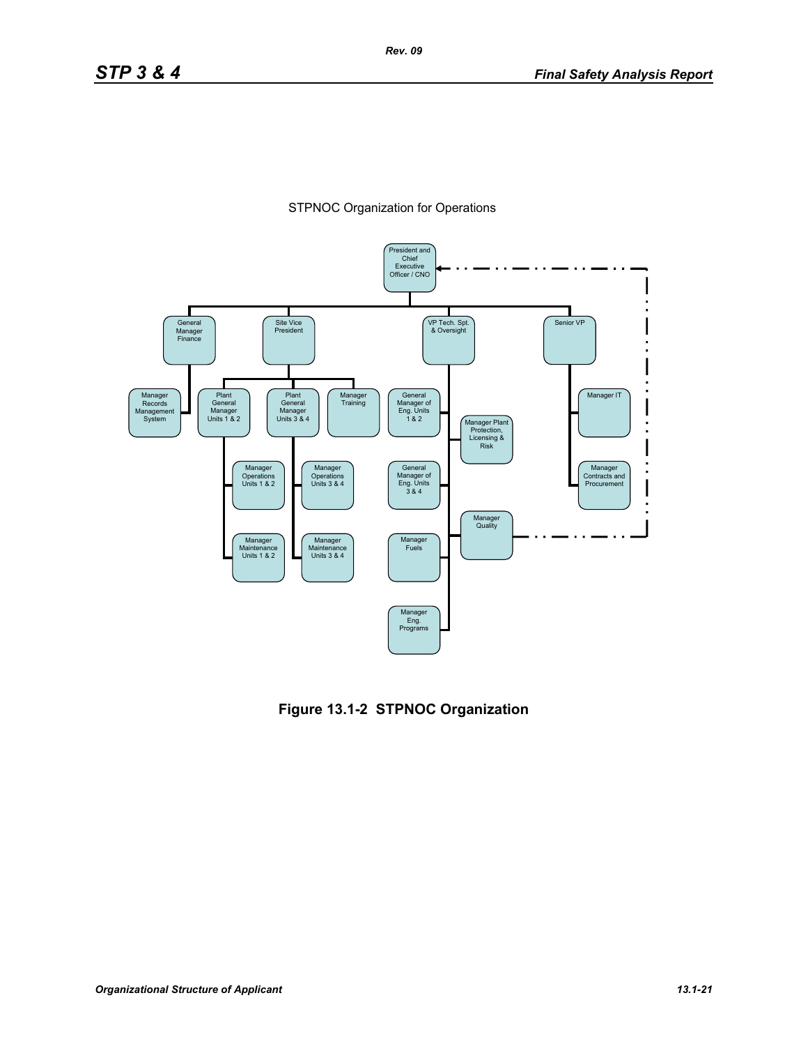STPNOC Organization for Operations

- President and Chief Executive Officer / CNO
  - General Manager Finance
    - Manager Records Management System
  - Site Vice President
    - Plant General Manager Units 1 & 2
      - Manager Operations Units 1 & 2
      - Manager Maintenance Units 1 & 2
    - Plant General Manager Units 3 & 4
      - Manager Operations Units 3 & 4
      - Manager Maintenance Units 3 & 4
    - Manager Training
  - VP Tech. Spt. & Oversight
    - General Manager of Eng. Units 1 & 2
    - Manager Plant Protection, Licensing & Risk
    - General Manager of Eng. Units 3 & 4
    - Manager Quality (dashed line to President and Chief Executive Officer / CNO)
    - Manager Fuels
    - Manager Eng. Programs
  - Senior VP
    - Manager IT
    - Manager Contracts and Procurement

**Figure 13.1-2 STPNOC Organization**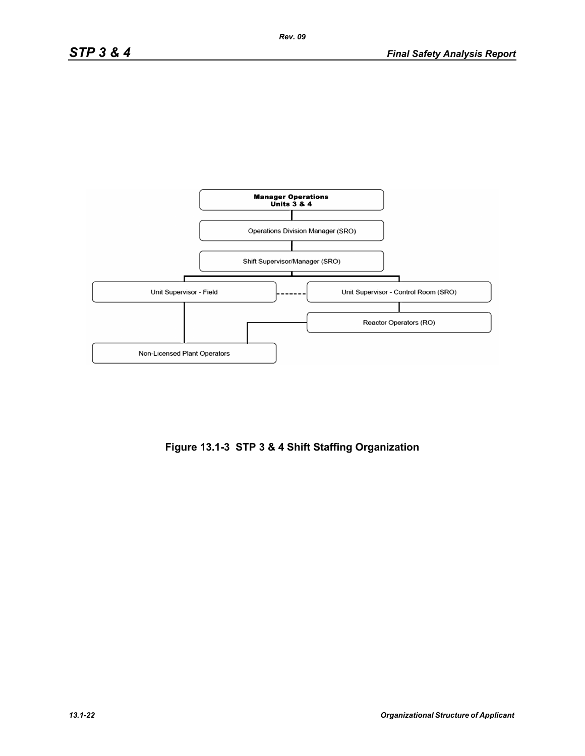Manager Operations
Units 3 & 4

Operations Division Manager (SRO)

Shift Supervisor/Manager (SRO)

Unit Supervisor - Field

Unit Supervisor - Control Room (SRO)

Reactor Operators (RO)

Non-Licensed Plant Operators

**Figure 13.1-3 STP 3 & 4 Shift Staffing Organization**